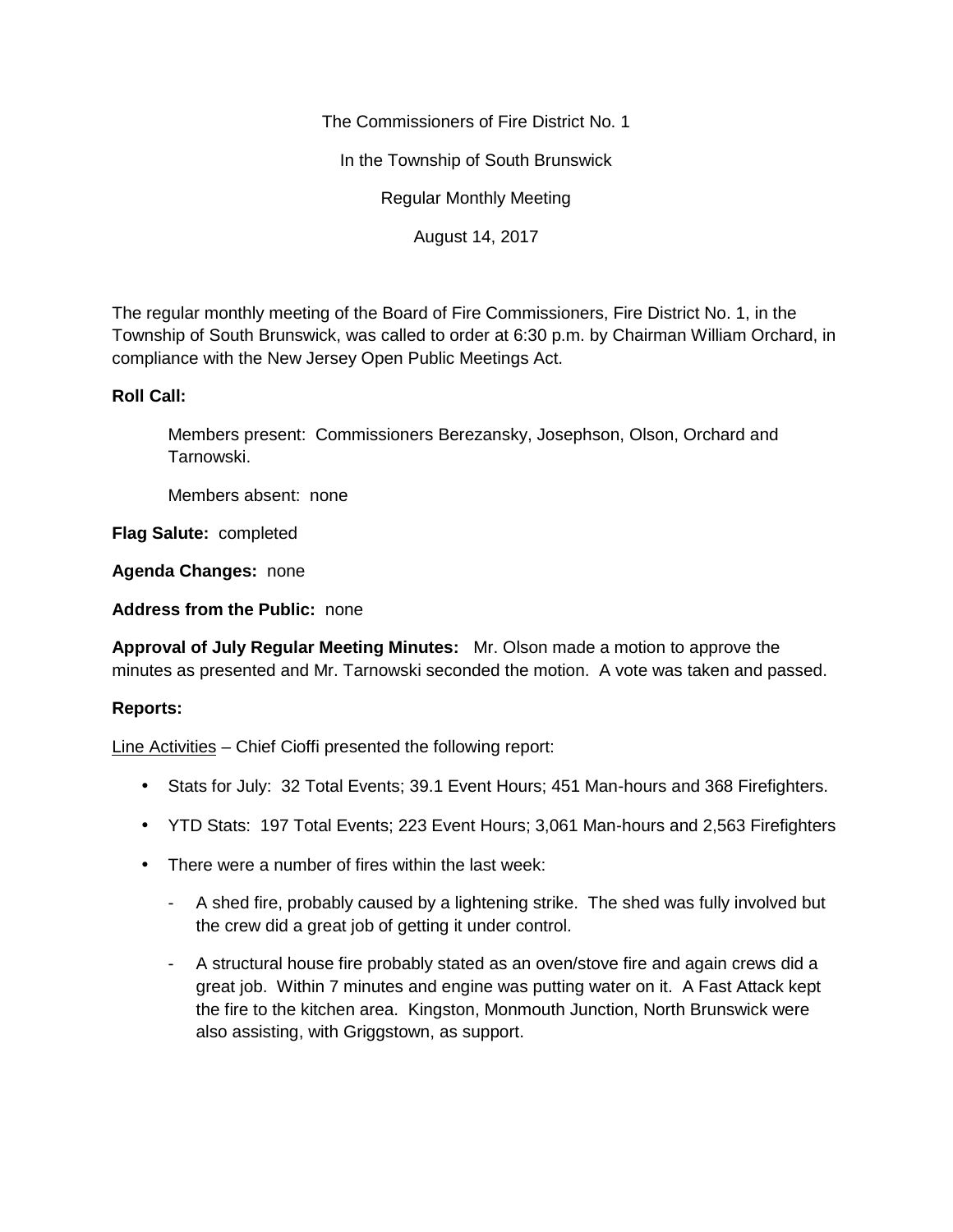The Commissioners of Fire District No. 1

In the Township of South Brunswick

Regular Monthly Meeting

August 14, 2017

The regular monthly meeting of the Board of Fire Commissioners, Fire District No. 1, in the Township of South Brunswick, was called to order at 6:30 p.m. by Chairman William Orchard, in compliance with the New Jersey Open Public Meetings Act.

**Roll Call:**

Members present: Commissioners Berezansky, Josephson, Olson, Orchard and Tarnowski.

Members absent: none

**Flag Salute:** completed

**Agenda Changes:** none

**Address from the Public:** none

**Approval of July Regular Meeting Minutes:** Mr. Olson made a motion to approve the minutes as presented and Mr. Tarnowski seconded the motion. A vote was taken and passed.

**Reports:**

Line Activities – Chief Cioffi presented the following report:

- Stats for July: 32 Total Events; 39.1 Event Hours; 451 Man-hours and 368 Firefighters.
- YTD Stats: 197 Total Events; 223 Event Hours; 3,061 Man-hours and 2,563 Firefighters
- There were a number of fires within the last week:
  - A shed fire, probably caused by a lightening strike. The shed was fully involved but the crew did a great job of getting it under control.
  - A structural house fire probably stated as an oven/stove fire and again crews did a great job. Within 7 minutes and engine was putting water on it. A Fast Attack kept the fire to the kitchen area. Kingston, Monmouth Junction, North Brunswick were also assisting, with Griggstown, as support.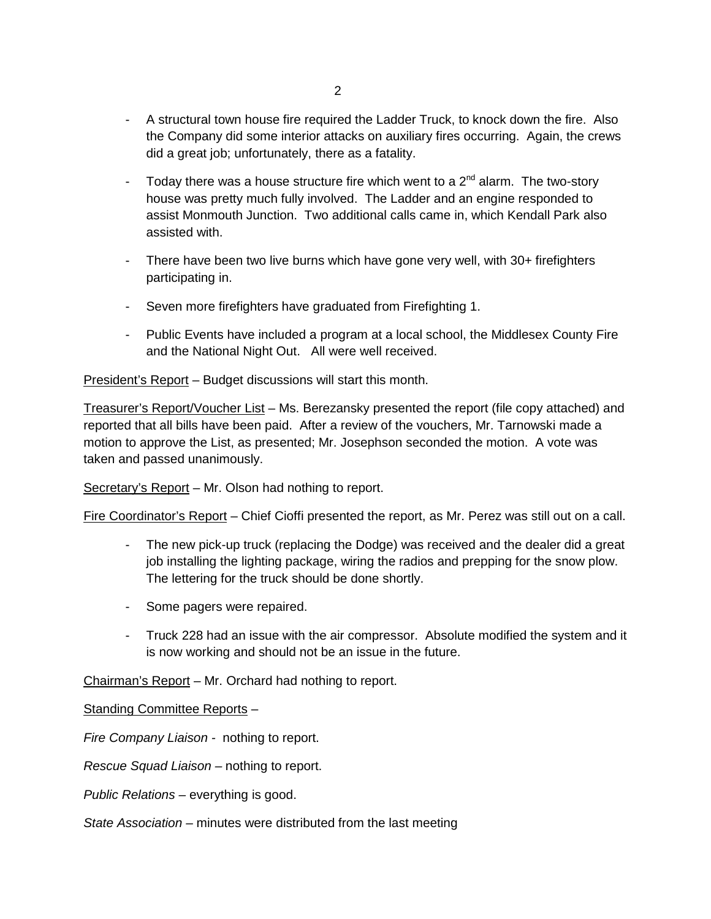- A structural town house fire required the Ladder Truck, to knock down the fire. Also the Company did some interior attacks on auxiliary fires occurring. Again, the crews did a great job; unfortunately, there as a fatality.

- Today there was a house structure fire which went to a 2nd alarm. The two-story house was pretty much fully involved. The Ladder and an engine responded to assist Monmouth Junction. Two additional calls came in, which Kendall Park also assisted with.

- There have been two live burns which have gone very well, with 30+ firefighters participating in.

- Seven more firefighters have graduated from Firefighting 1.

- Public Events have included a program at a local school, the Middlesex County Fire and the National Night Out. All were well received.

<u>President's Report</u> – Budget discussions will start this month.

<u>Treasurer's Report/Voucher List</u> – Ms. Berezansky presented the report (file copy attached) and reported that all bills have been paid. After a review of the vouchers, Mr. Tarnowski made a motion to approve the List, as presented; Mr. Josephson seconded the motion. A vote was taken and passed unanimously.

<u>Secretary's Report</u> – Mr. Olson had nothing to report.

<u>Fire Coordinator's Report</u> – Chief Cioffi presented the report, as Mr. Perez was still out on a call.

- The new pick-up truck (replacing the Dodge) was received and the dealer did a great job installing the lighting package, wiring the radios and prepping for the snow plow. The lettering for the truck should be done shortly.

- Some pagers were repaired.

- Truck 228 had an issue with the air compressor. Absolute modified the system and it is now working and should not be an issue in the future.

<u>Chairman's Report</u> – Mr. Orchard had nothing to report.

<u>Standing Committee Reports</u> –

*Fire Company Liaison* - nothing to report.

*Rescue Squad Liaison* – nothing to report.

*Public Relations* – everything is good.

*State Association* – minutes were distributed from the last meeting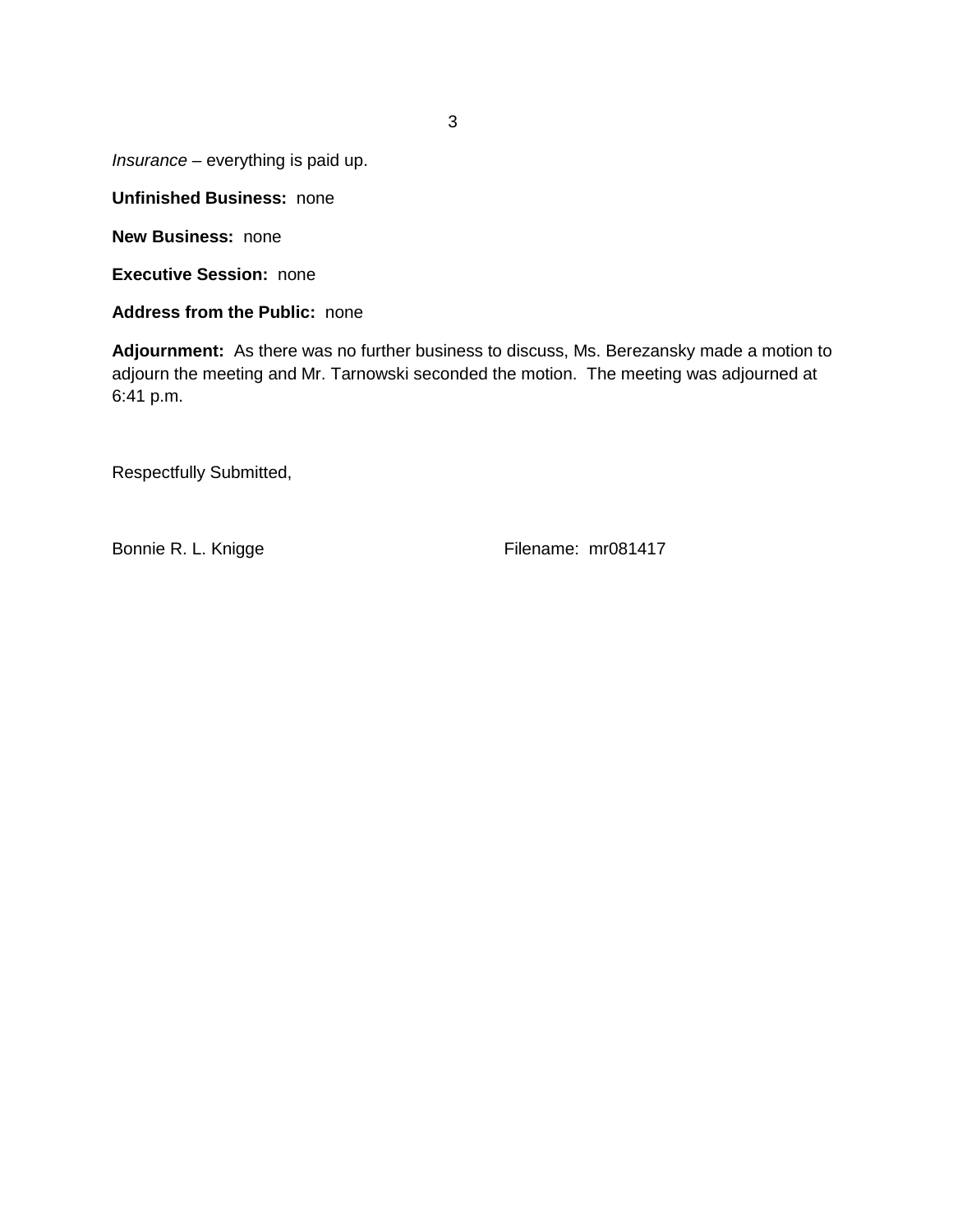*Insurance* – everything is paid up.

**Unfinished Business:** none

**New Business:** none

**Executive Session:** none

**Address from the Public:** none

**Adjournment:** As there was no further business to discuss, Ms. Berezansky made a motion to adjourn the meeting and Mr. Tarnowski seconded the motion. The meeting was adjourned at 6:41 p.m.

Respectfully Submitted,

Bonnie R. L. Knigge Filename: mr081417